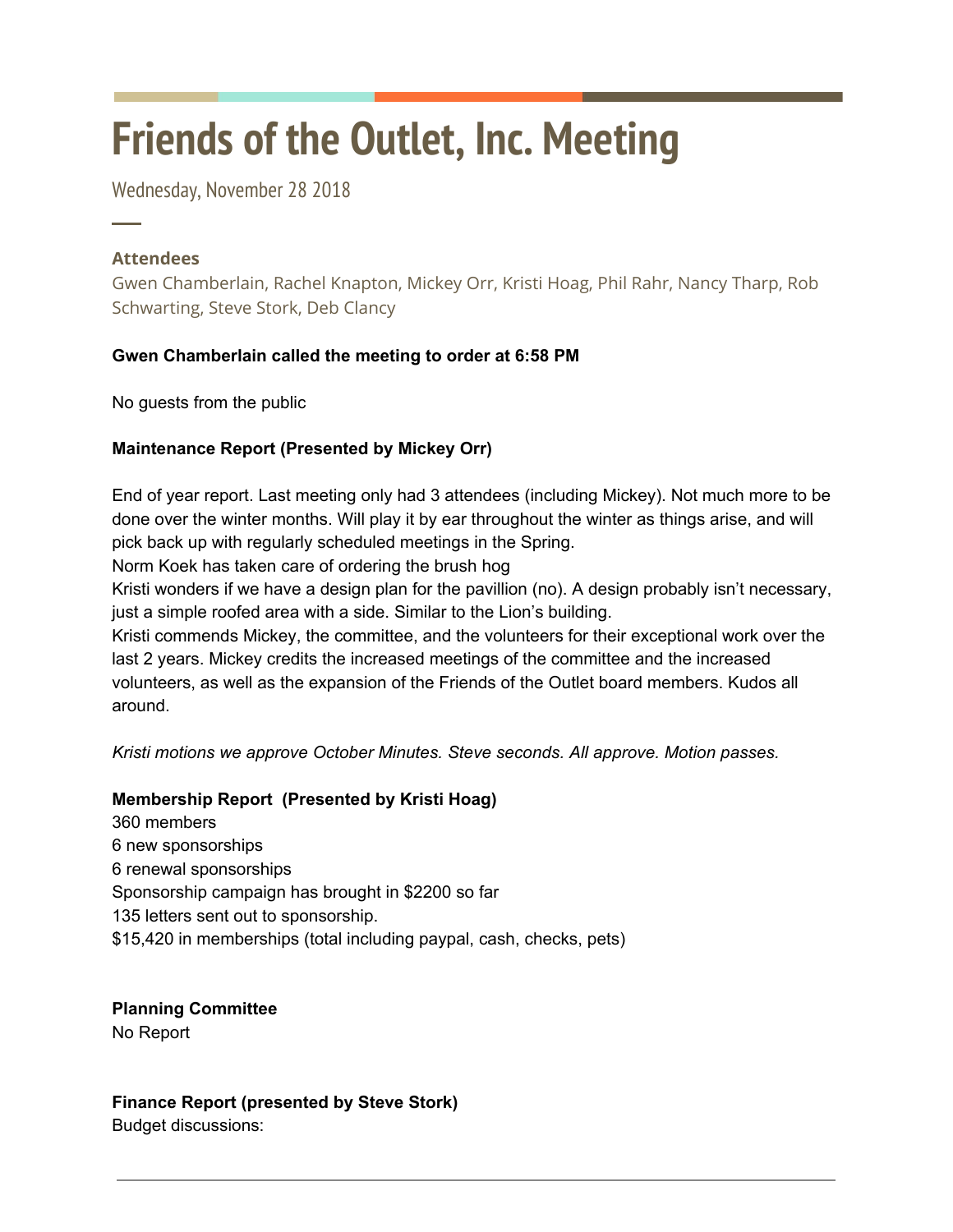# Friends of the Outlet, Inc. Meeting

Wednesday, November 28 2018

### Attendees

Gwen Chamberlain, Rachel Knapton, Mickey Orr, Kristi Hoag, Phil Rahr, Nancy Tharp, Rob Schwarting, Steve Stork, Deb Clancy

**Gwen Chamberlain called the meeting to order at 6:58 PM**

No guests from the public

**Maintenance Report (Presented by Mickey Orr)**

End of year report. Last meeting only had 3 attendees (including Mickey). Not much more to be done over the winter months. Will play it by ear throughout the winter as things arise, and will pick back up with regularly scheduled meetings in the Spring.
Norm Koek has taken care of ordering the brush hog
Kristi wonders if we have a design plan for the pavillion (no). A design probably isn't necessary, just a simple roofed area with a side. Similar to the Lion's building.
Kristi commends Mickey, the committee, and the volunteers for their exceptional work over the last 2 years. Mickey credits the increased meetings of the committee and the increased volunteers, as well as the expansion of the Friends of the Outlet board members. Kudos all around.

*Kristi motions we approve October Minutes. Steve seconds. All approve. Motion passes.*

**Membership Report (Presented by Kristi Hoag)**
360 members
6 new sponsorships
6 renewal sponsorships
Sponsorship campaign has brought in $2200 so far
135 letters sent out to sponsorship.
$15,420 in memberships (total including paypal, cash, checks, pets)

**Planning Committee**
No Report

**Finance Report (presented by Steve Stork)**
Budget discussions: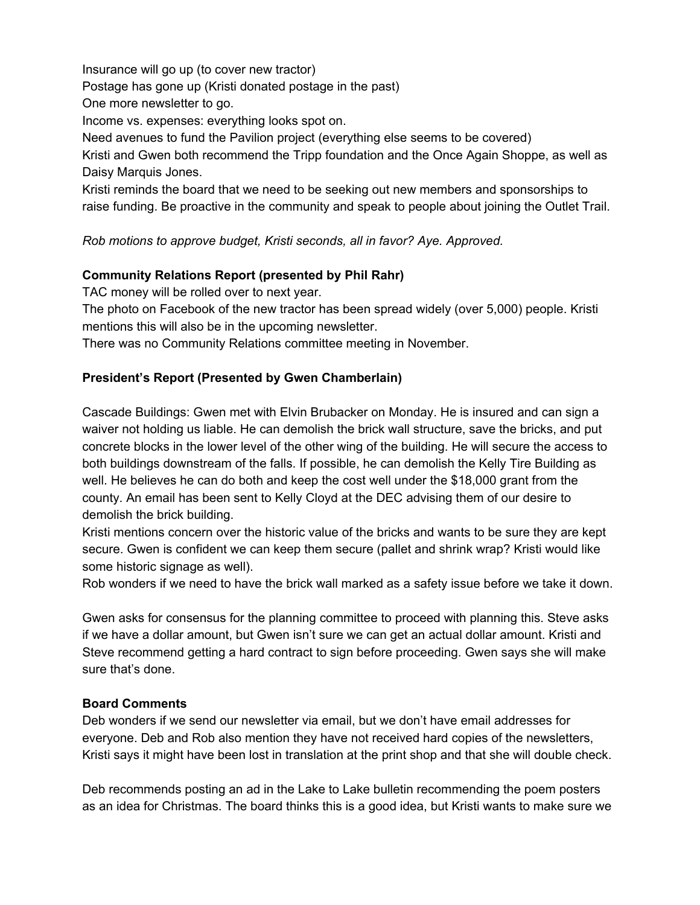Insurance will go up (to cover new tractor)
Postage has gone up (Kristi donated postage in the past)
One more newsletter to go.
Income vs. expenses: everything looks spot on.
Need avenues to fund the Pavilion project (everything else seems to be covered)
Kristi and Gwen both recommend the Tripp foundation and the Once Again Shoppe, as well as Daisy Marquis Jones.
Kristi reminds the board that we need to be seeking out new members and sponsorships to raise funding. Be proactive in the community and speak to people about joining the Outlet Trail.

*Rob motions to approve budget, Kristi seconds, all in favor? Aye. Approved.*

**Community Relations Report (presented by Phil Rahr)**
TAC money will be rolled over to next year.
The photo on Facebook of the new tractor has been spread widely (over 5,000) people. Kristi mentions this will also be in the upcoming newsletter.
There was no Community Relations committee meeting in November.

**President's Report (Presented by Gwen Chamberlain)**

Cascade Buildings: Gwen met with Elvin Brubacker on Monday. He is insured and can sign a waiver not holding us liable. He can demolish the brick wall structure, save the bricks, and put concrete blocks in the lower level of the other wing of the building. He will secure the access to both buildings downstream of the falls. If possible, he can demolish the Kelly Tire Building as well. He believes he can do both and keep the cost well under the $18,000 grant from the county. An email has been sent to Kelly Cloyd at the DEC advising them of our desire to demolish the brick building.
Kristi mentions concern over the historic value of the bricks and wants to be sure they are kept secure. Gwen is confident we can keep them secure (pallet and shrink wrap? Kristi would like some historic signage as well).
Rob wonders if we need to have the brick wall marked as a safety issue before we take it down.

Gwen asks for consensus for the planning committee to proceed with planning this. Steve asks if we have a dollar amount, but Gwen isn't sure we can get an actual dollar amount. Kristi and Steve recommend getting a hard contract to sign before proceeding. Gwen says she will make sure that's done.

**Board Comments**
Deb wonders if we send our newsletter via email, but we don't have email addresses for everyone. Deb and Rob also mention they have not received hard copies of the newsletters, Kristi says it might have been lost in translation at the print shop and that she will double check.

Deb recommends posting an ad in the Lake to Lake bulletin recommending the poem posters as an idea for Christmas. The board thinks this is a good idea, but Kristi wants to make sure we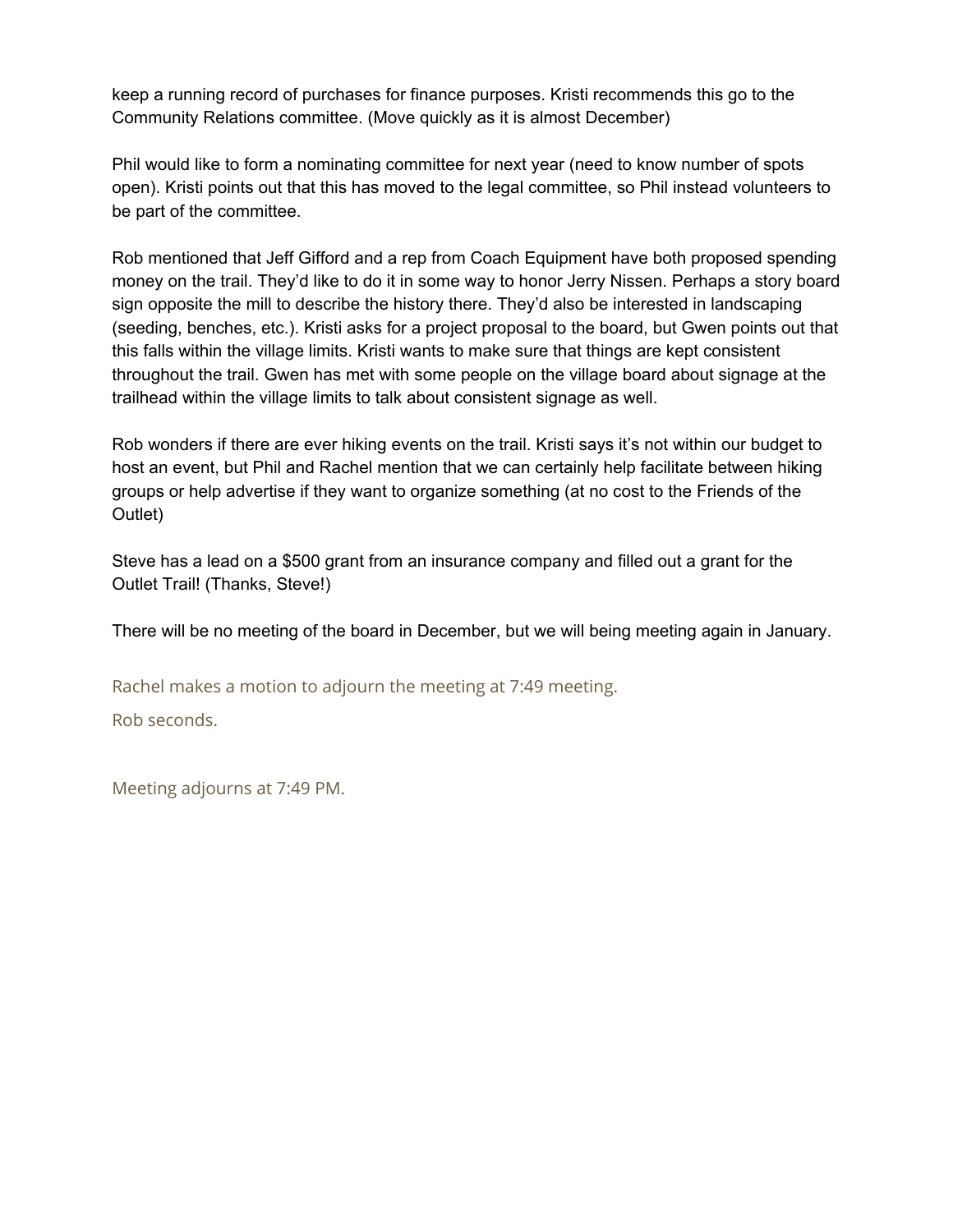keep a running record of purchases for finance purposes. Kristi recommends this go to the Community Relations committee. (Move quickly as it is almost December)

Phil would like to form a nominating committee for next year (need to know number of spots open). Kristi points out that this has moved to the legal committee, so Phil instead volunteers to be part of the committee.

Rob mentioned that Jeff Gifford and a rep from Coach Equipment have both proposed spending money on the trail. They'd like to do it in some way to honor Jerry Nissen. Perhaps a story board sign opposite the mill to describe the history there. They'd also be interested in landscaping (seeding, benches, etc.). Kristi asks for a project proposal to the board, but Gwen points out that this falls within the village limits. Kristi wants to make sure that things are kept consistent throughout the trail. Gwen has met with some people on the village board about signage at the trailhead within the village limits to talk about consistent signage as well.

Rob wonders if there are ever hiking events on the trail. Kristi says it's not within our budget to host an event, but Phil and Rachel mention that we can certainly help facilitate between hiking groups or help advertise if they want to organize something (at no cost to the Friends of the Outlet)

Steve has a lead on a $500 grant from an insurance company and filled out a grant for the Outlet Trail! (Thanks, Steve!)

There will be no meeting of the board in December, but we will being meeting again in January.

Rachel makes a motion to adjourn the meeting at 7:49 meeting.

Rob seconds.

Meeting adjourns at 7:49 PM.